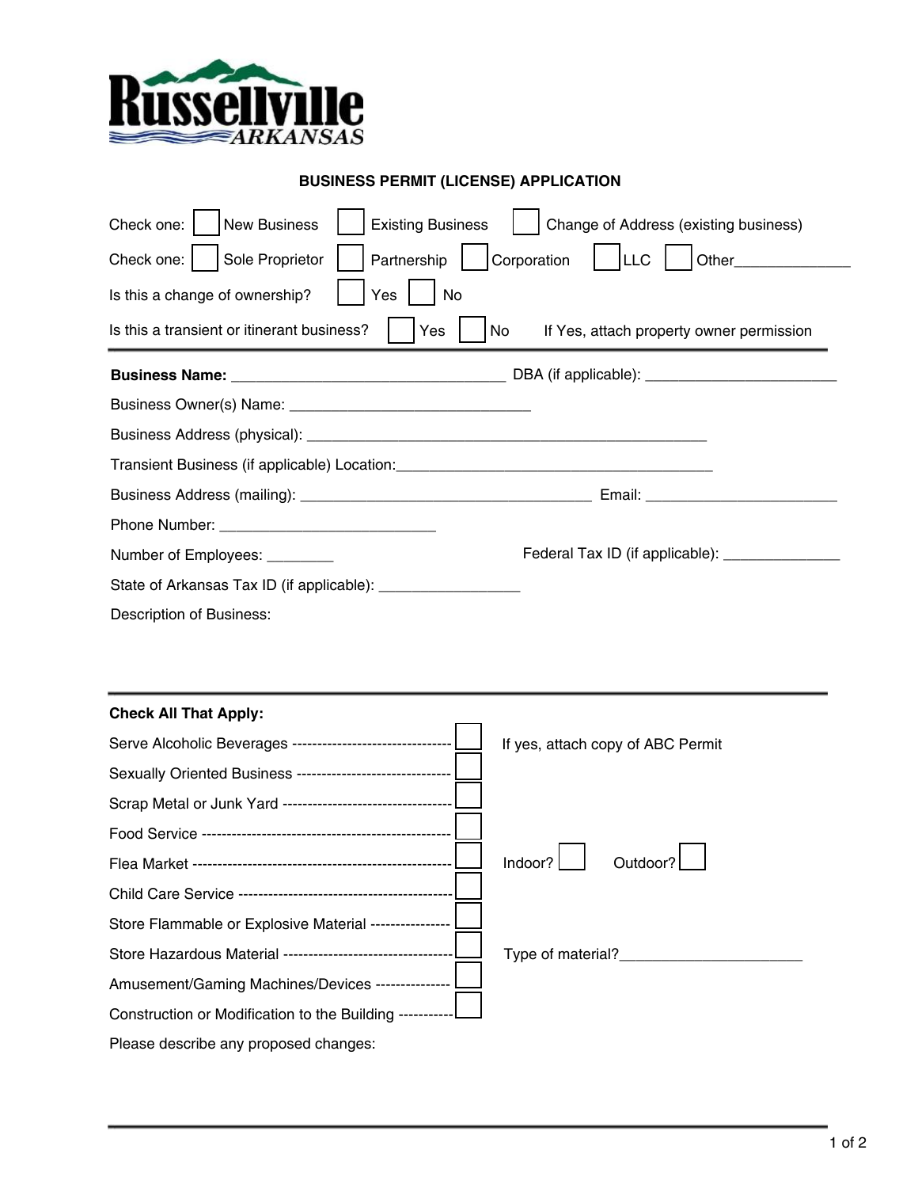Russellville ARKANSAS

## BUSINESS PERMIT (LICENSE) APPLICATION

Check one: ☐ New Business ☐ Existing Business ☐ Change of Address (existing business)

Check one: ☐ Sole Proprietor ☐ Partnership ☐ Corporation ☐ LLC ☐ Other_______________

Is this a change of ownership? ☐ Yes ☐ No

Is this a transient or itinerant business? ☐ Yes ☐ No If Yes, attach property owner permission

---

**Business Name:** ___________________________________ DBA (if applicable): ________________________

Business Owner(s) Name: _______________________________

Business Address (physical): ___________________________________________________

Transient Business (if applicable) Location:_________________________________________

Business Address (mailing): _____________________________________ Email: ________________________

Phone Number: ____________________________

Number of Employees: _________ Federal Tax ID (if applicable): _______________

State of Arkansas Tax ID (if applicable): __________________

Description of Business:

---

**Check All That Apply:**

Serve Alcoholic Beverages -------------------------------- ☐ If yes, attach copy of ABC Permit

Sexually Oriented Business ------------------------------- ☐

Scrap Metal or Junk Yard ---------------------------------- ☐

Food Service ------------------------------------------------- ☐

Flea Market --------------------------------------------------- ☐ Indoor? ☐ Outdoor? ☐

Child Care Service ------------------------------------------ ☐

Store Flammable or Explosive Material ---------------- ☐

Store Hazardous Material --------------------------------- ☐ Type of material?______________________

Amusement/Gaming Machines/Devices --------------- ☐

Construction or Modification to the Building ----------- ☐

Please describe any proposed changes: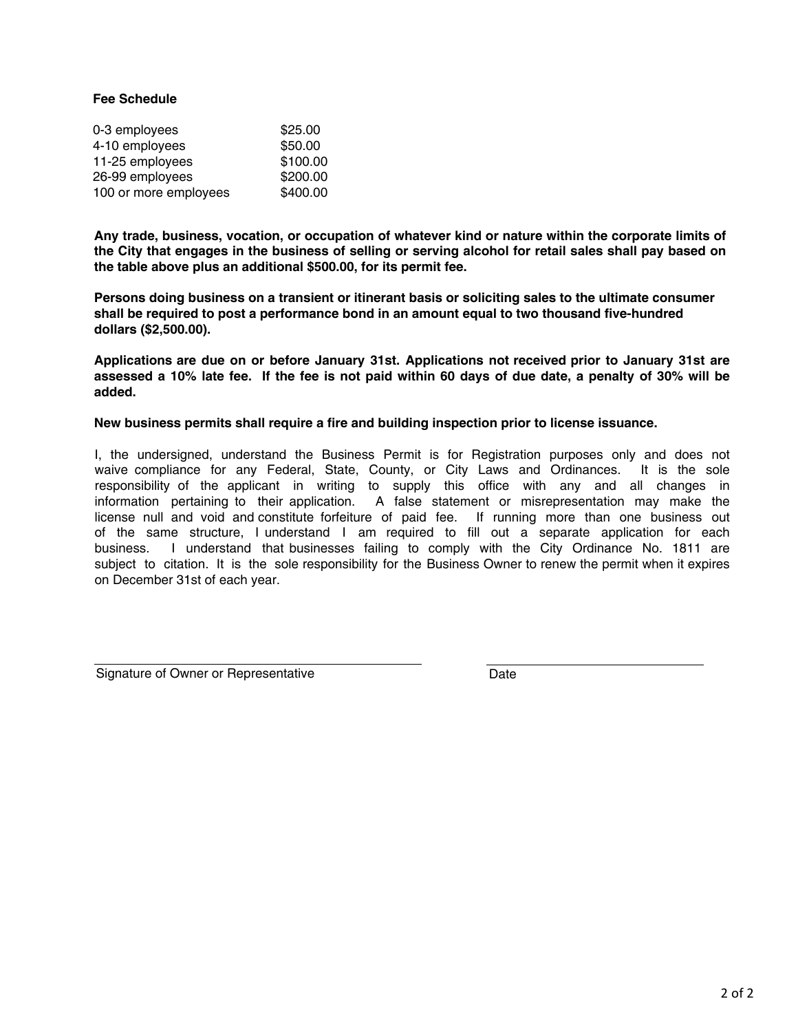**Fee Schedule**

| | |
|---|---|
| 0-3 employees | $25.00 |
| 4-10 employees | $50.00 |
| 11-25 employees | $100.00 |
| 26-99 employees | $200.00 |
| 100 or more employees | $400.00 |

**Any trade, business, vocation, or occupation of whatever kind or nature within the corporate limits of the City that engages in the business of selling or serving alcohol for retail sales shall pay based on the table above plus an additional $500.00, for its permit fee.**

**Persons doing business on a transient or itinerant basis or soliciting sales to the ultimate consumer shall be required to post a performance bond in an amount equal to two thousand five-hundred dollars ($2,500.00).**

**Applications are due on or before January 31st. Applications not received prior to January 31st are assessed a 10% late fee. If the fee is not paid within 60 days of due date, a penalty of 30% will be added.**

**New business permits shall require a fire and building inspection prior to license issuance.**

I, the undersigned, understand the Business Permit is for Registration purposes only and does not waive compliance for any Federal, State, County, or City Laws and Ordinances. It is the sole responsibility of the applicant in writing to supply this office with any and all changes in information pertaining to their application. A false statement or misrepresentation may make the license null and void and constitute forfeiture of paid fee. If running more than one business out of the same structure, I understand I am required to fill out a separate application for each business. I understand that businesses failing to comply with the City Ordinance No. 1811 are subject to citation. It is the sole responsibility for the Business Owner to renew the permit when it expires on December 31st of each year.

\_\_\_\_\_\_\_\_\_\_\_\_\_\_\_\_\_\_\_\_\_\_\_\_\_\_\_\_\_\_\_\_\_\_\_\_\_\_\_\_ \_\_\_\_\_\_\_\_\_\_\_\_\_\_\_\_\_\_\_\_\_\_\_\_\_\_

Signature of Owner or Representative Date